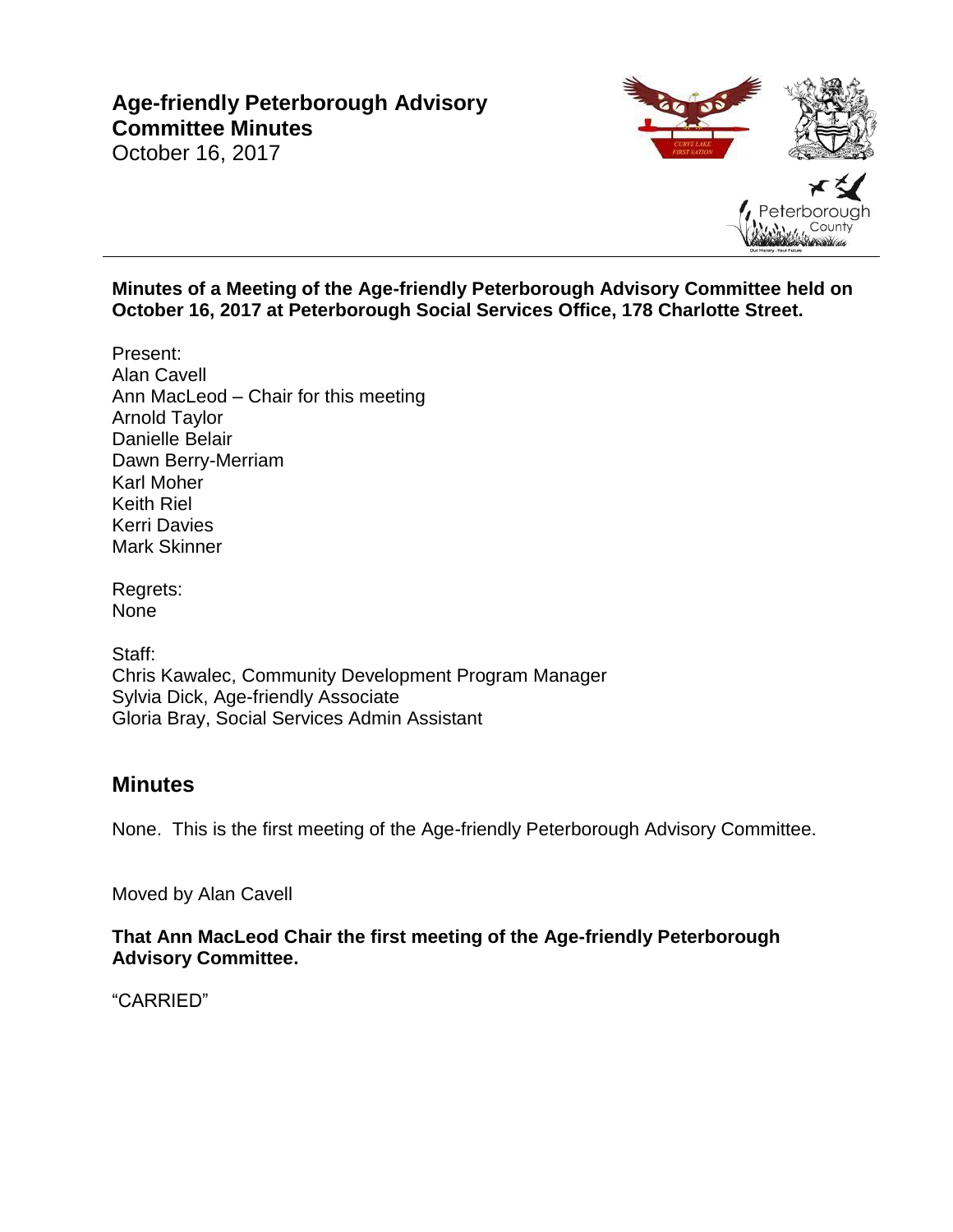# Age-friendly Peterborough Advisory Committee Minutes

October 16, 2017

**Minutes of a Meeting of the Age-friendly Peterborough Advisory Committee held on October 16, 2017 at Peterborough Social Services Office, 178 Charlotte Street.**

Present:
Alan Cavell
Ann MacLeod – Chair for this meeting
Arnold Taylor
Danielle Belair
Dawn Berry-Merriam
Karl Moher
Keith Riel
Kerri Davies
Mark Skinner

Regrets:
None

Staff:
Chris Kawalec, Community Development Program Manager
Sylvia Dick, Age-friendly Associate
Gloria Bray, Social Services Admin Assistant

## Minutes

None. This is the first meeting of the Age-friendly Peterborough Advisory Committee.

Moved by Alan Cavell

**That Ann MacLeod Chair the first meeting of the Age-friendly Peterborough Advisory Committee.**

"CARRIED"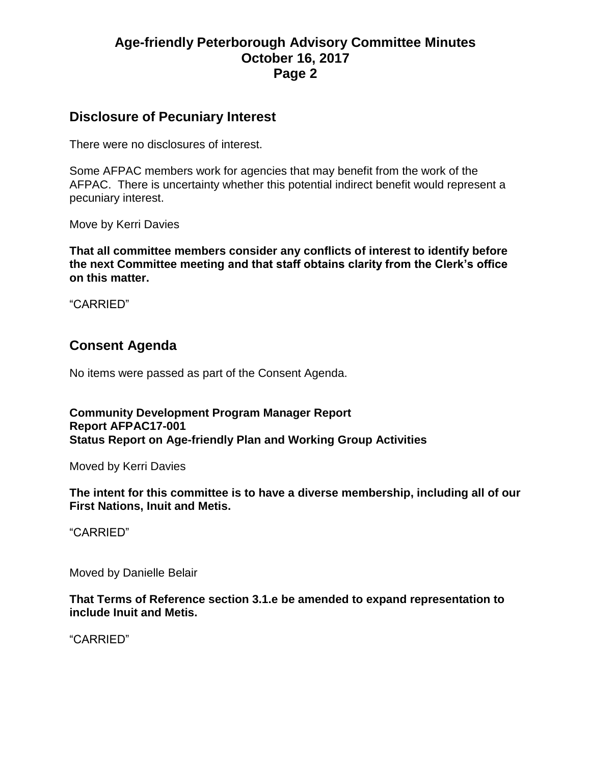## Disclosure of Pecuniary Interest

There were no disclosures of interest.

Some AFPAC members work for agencies that may benefit from the work of the AFPAC. There is uncertainty whether this potential indirect benefit would represent a pecuniary interest.

Move by Kerri Davies

**That all committee members consider any conflicts of interest to identify before the next Committee meeting and that staff obtains clarity from the Clerk's office on this matter.**

"CARRIED"

## Consent Agenda

No items were passed as part of the Consent Agenda.

**Community Development Program Manager Report**
**Report AFPAC17-001**
**Status Report on Age-friendly Plan and Working Group Activities**

Moved by Kerri Davies

**The intent for this committee is to have a diverse membership, including all of our First Nations, Inuit and Metis.**

"CARRIED"

Moved by Danielle Belair

**That Terms of Reference section 3.1.e be amended to expand representation to include Inuit and Metis.**

"CARRIED"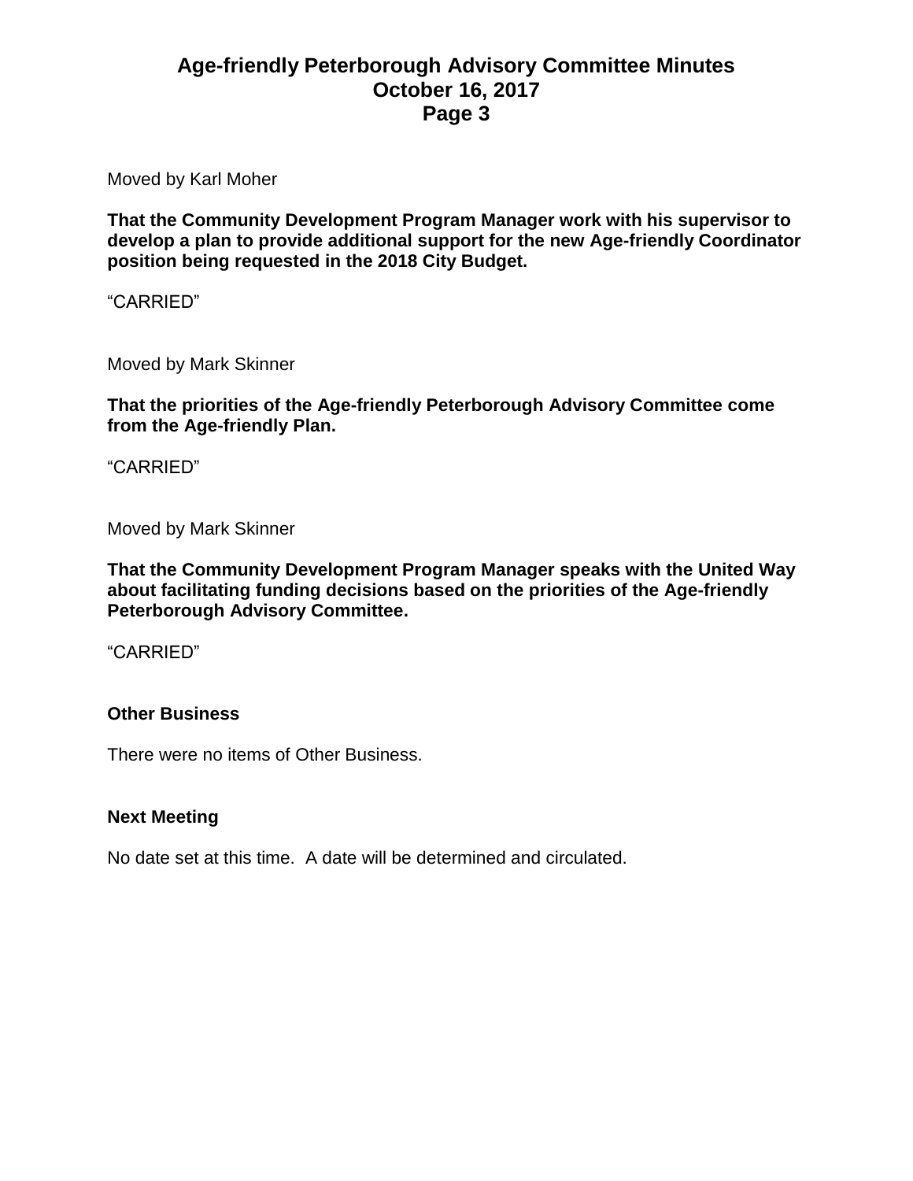Moved by Karl Moher

**That the Community Development Program Manager work with his supervisor to develop a plan to provide additional support for the new Age-friendly Coordinator position being requested in the 2018 City Budget.**

“CARRIED”

Moved by Mark Skinner

**That the priorities of the Age-friendly Peterborough Advisory Committee come from the Age-friendly Plan.**

“CARRIED”

Moved by Mark Skinner

**That the Community Development Program Manager speaks with the United Way about facilitating funding decisions based on the priorities of the Age-friendly Peterborough Advisory Committee.**

“CARRIED”

### Other Business

There were no items of Other Business.

### Next Meeting

No date set at this time. A date will be determined and circulated.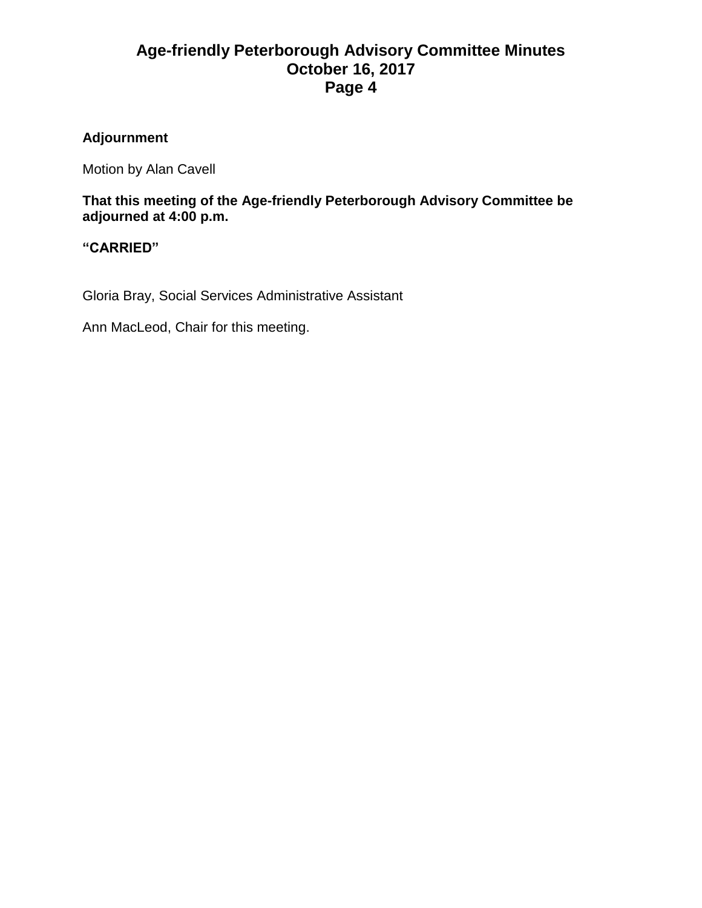### Adjournment

Motion by Alan Cavell

**That this meeting of the Age-friendly Peterborough Advisory Committee be adjourned at 4:00 p.m.**

**“CARRIED”**

Gloria Bray, Social Services Administrative Assistant

Ann MacLeod, Chair for this meeting.